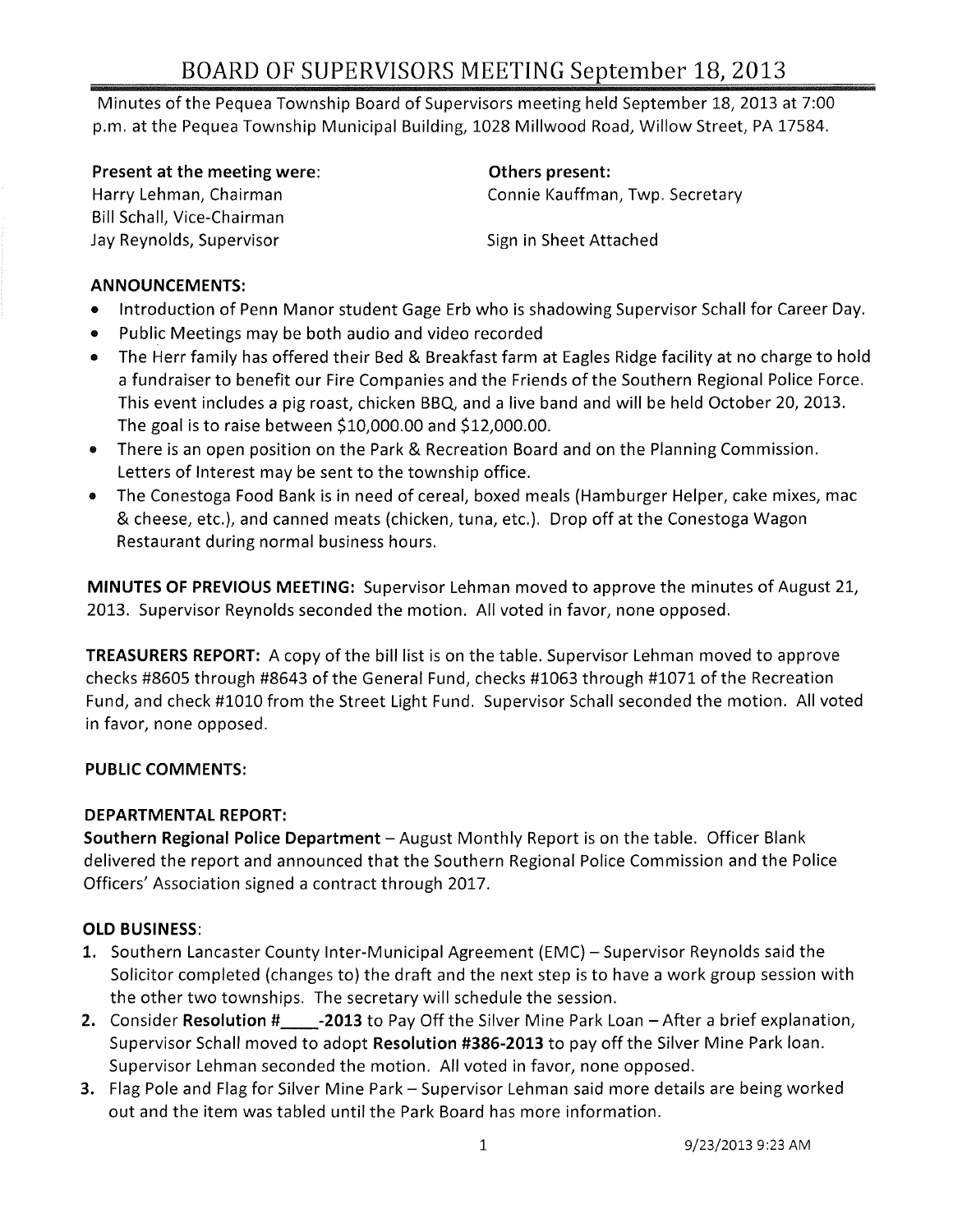# BOARD OF SUPERVISORS MEETING September 18, 2013

Minutes of the Pequea Township Board of Supervisors meeting held September 18, 2013 at 7:00 p.m. at the Pequea Township Municipal Building, 1028 Millwood Road, Willow Street, PA 17584.

**Present at the meeting were:**
Harry Lehman, Chairman
Bill Schall, Vice-Chairman
Jay Reynolds, Supervisor

**Others present:**
Connie Kauffman, Twp. Secretary

Sign in Sheet Attached

**ANNOUNCEMENTS:**

- Introduction of Penn Manor student Gage Erb who is shadowing Supervisor Schall for Career Day.
- Public Meetings may be both audio and video recorded
- The Herr family has offered their Bed & Breakfast farm at Eagles Ridge facility at no charge to hold a fundraiser to benefit our Fire Companies and the Friends of the Southern Regional Police Force. This event includes a pig roast, chicken BBQ, and a live band and will be held October 20, 2013. The goal is to raise between $10,000.00 and $12,000.00.
- There is an open position on the Park & Recreation Board and on the Planning Commission. Letters of Interest may be sent to the township office.
- The Conestoga Food Bank is in need of cereal, boxed meals (Hamburger Helper, cake mixes, mac & cheese, etc.), and canned meats (chicken, tuna, etc.). Drop off at the Conestoga Wagon Restaurant during normal business hours.

**MINUTES OF PREVIOUS MEETING:** Supervisor Lehman moved to approve the minutes of August 21, 2013. Supervisor Reynolds seconded the motion. All voted in favor, none opposed.

**TREASURERS REPORT:** A copy of the bill list is on the table. Supervisor Lehman moved to approve checks #8605 through #8643 of the General Fund, checks #1063 through #1071 of the Recreation Fund, and check #1010 from the Street Light Fund. Supervisor Schall seconded the motion. All voted in favor, none opposed.

**PUBLIC COMMENTS:**

**DEPARTMENTAL REPORT:**

**Southern Regional Police Department** – August Monthly Report is on the table. Officer Blank delivered the report and announced that the Southern Regional Police Commission and the Police Officers' Association signed a contract through 2017.

**OLD BUSINESS:**

1. Southern Lancaster County Inter-Municipal Agreement (EMC) – Supervisor Reynolds said the Solicitor completed (changes to) the draft and the next step is to have a work group session with the other two townships. The secretary will schedule the session.
2. Consider **Resolution #\_\_\_\_-2013** to Pay Off the Silver Mine Park Loan – After a brief explanation, Supervisor Schall moved to adopt **Resolution #386-2013** to pay off the Silver Mine Park loan. Supervisor Lehman seconded the motion. All voted in favor, none opposed.
3. Flag Pole and Flag for Silver Mine Park – Supervisor Lehman said more details are being worked out and the item was tabled until the Park Board has more information.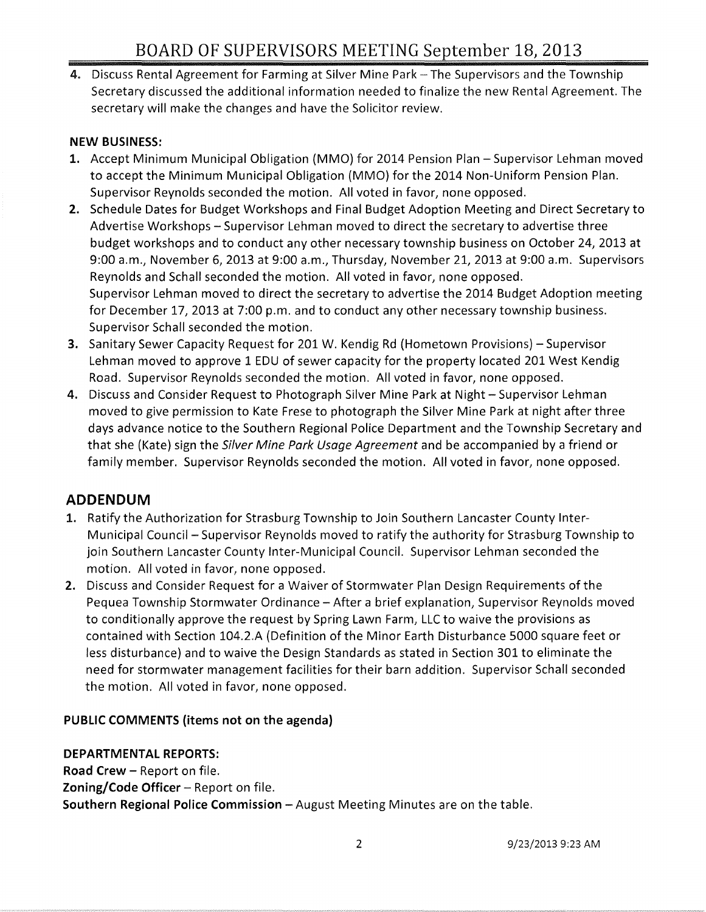4. Discuss Rental Agreement for Farming at Silver Mine Park – The Supervisors and the Township Secretary discussed the additional information needed to finalize the new Rental Agreement. The secretary will make the changes and have the Solicitor review.

**NEW BUSINESS:**

1. Accept Minimum Municipal Obligation (MMO) for 2014 Pension Plan – Supervisor Lehman moved to accept the Minimum Municipal Obligation (MMO) for the 2014 Non-Uniform Pension Plan. Supervisor Reynolds seconded the motion. All voted in favor, none opposed.
2. Schedule Dates for Budget Workshops and Final Budget Adoption Meeting and Direct Secretary to Advertise Workshops – Supervisor Lehman moved to direct the secretary to advertise three budget workshops and to conduct any other necessary township business on October 24, 2013 at 9:00 a.m., November 6, 2013 at 9:00 a.m., Thursday, November 21, 2013 at 9:00 a.m. Supervisors Reynolds and Schall seconded the motion. All voted in favor, none opposed.
   Supervisor Lehman moved to direct the secretary to advertise the 2014 Budget Adoption meeting for December 17, 2013 at 7:00 p.m. and to conduct any other necessary township business. Supervisor Schall seconded the motion.
3. Sanitary Sewer Capacity Request for 201 W. Kendig Rd (Hometown Provisions) – Supervisor Lehman moved to approve 1 EDU of sewer capacity for the property located 201 West Kendig Road. Supervisor Reynolds seconded the motion. All voted in favor, none opposed.
4. Discuss and Consider Request to Photograph Silver Mine Park at Night – Supervisor Lehman moved to give permission to Kate Frese to photograph the Silver Mine Park at night after three days advance notice to the Southern Regional Police Department and the Township Secretary and that she (Kate) sign the *Silver Mine Park Usage Agreement* and be accompanied by a friend or family member. Supervisor Reynolds seconded the motion. All voted in favor, none opposed.

## ADDENDUM

1. Ratify the Authorization for Strasburg Township to Join Southern Lancaster County Inter-Municipal Council – Supervisor Reynolds moved to ratify the authority for Strasburg Township to join Southern Lancaster County Inter-Municipal Council. Supervisor Lehman seconded the motion. All voted in favor, none opposed.
2. Discuss and Consider Request for a Waiver of Stormwater Plan Design Requirements of the Pequea Township Stormwater Ordinance – After a brief explanation, Supervisor Reynolds moved to conditionally approve the request by Spring Lawn Farm, LLC to waive the provisions as contained with Section 104.2.A (Definition of the Minor Earth Disturbance 5000 square feet or less disturbance) and to waive the Design Standards as stated in Section 301 to eliminate the need for stormwater management facilities for their barn addition. Supervisor Schall seconded the motion. All voted in favor, none opposed.

**PUBLIC COMMENTS (items not on the agenda)**

**DEPARTMENTAL REPORTS:**

**Road Crew** – Report on file.
**Zoning/Code Officer** – Report on file.
**Southern Regional Police Commission** – August Meeting Minutes are on the table.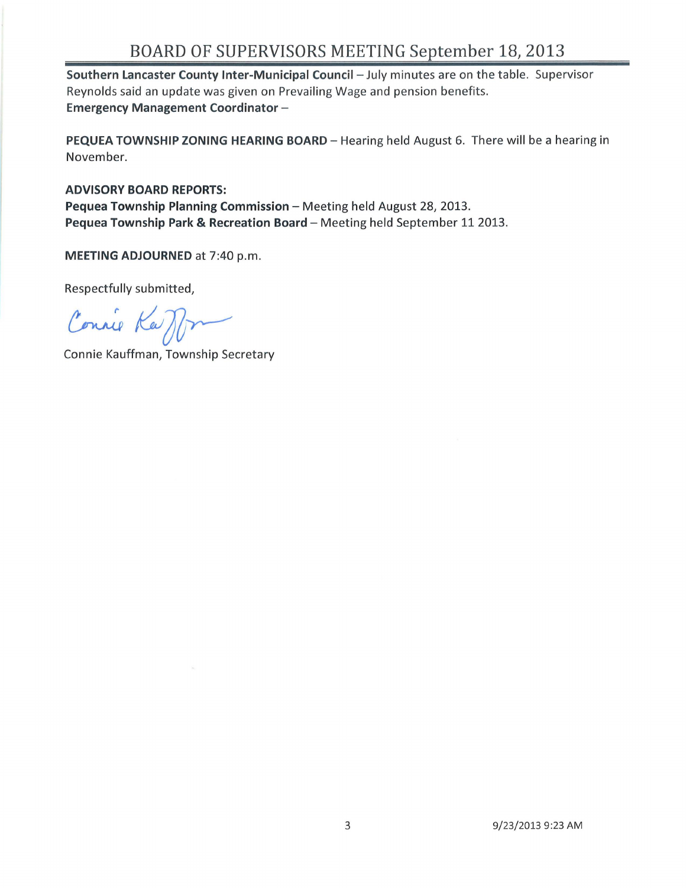**Southern Lancaster County Inter-Municipal Council** – July minutes are on the table. Supervisor Reynolds said an update was given on Prevailing Wage and pension benefits.
**Emergency Management Coordinator** –

**PEQUEA TOWNSHIP ZONING HEARING BOARD** – Hearing held August 6. There will be a hearing in November.

**ADVISORY BOARD REPORTS:**
**Pequea Township Planning Commission** – Meeting held August 28, 2013.
**Pequea Township Park & Recreation Board** – Meeting held September 11 2013.

**MEETING ADJOURNED** at 7:40 p.m.

Respectfully submitted,

Connie Kauffman

Connie Kauffman, Township Secretary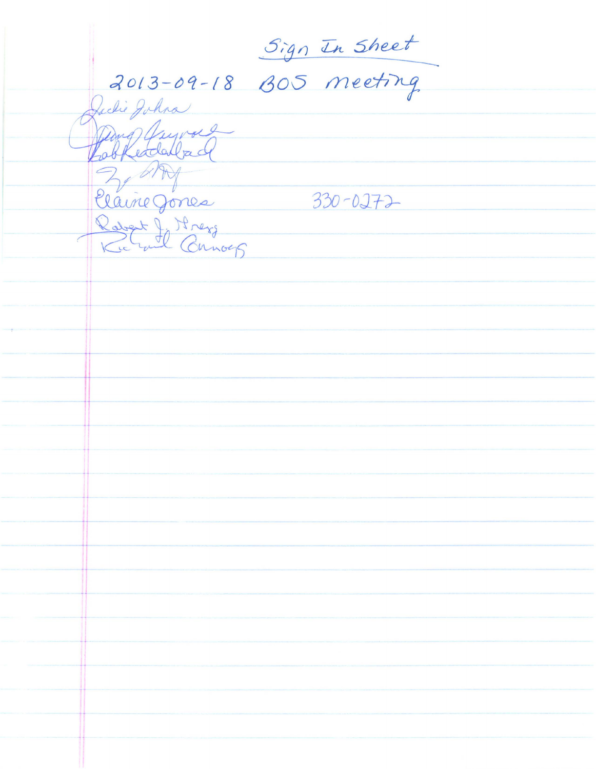# Sign In Sheet

2013-09-18 BOS meeting

Jackie Johns

Jamie Guyrod

Bob Readelbach

Z. May

Elaine Jones 330-0272

Robert J. Hregg

Richard Connors